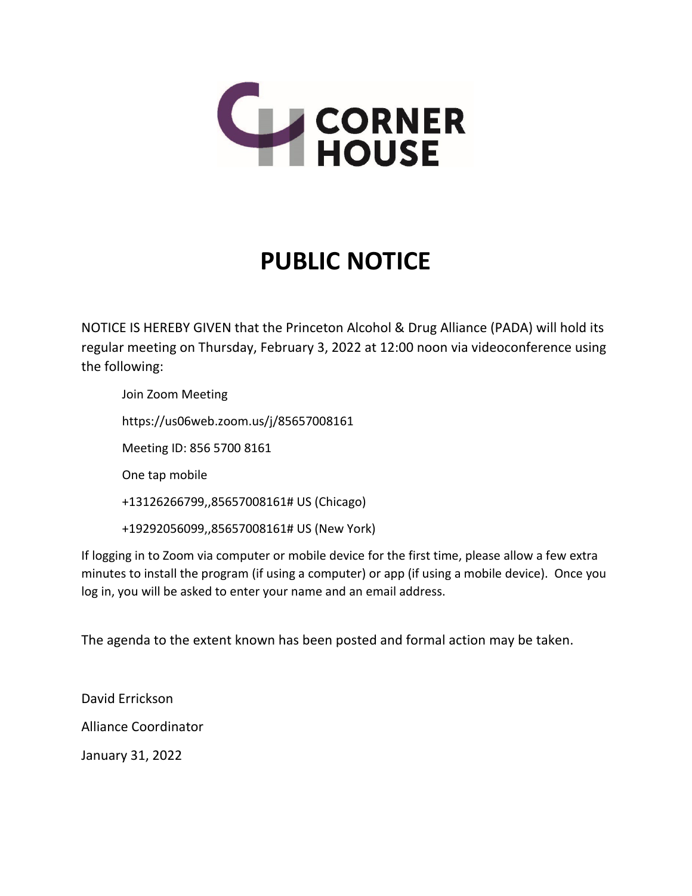CORNER HOUSE

# PUBLIC NOTICE

NOTICE IS HEREBY GIVEN that the Princeton Alcohol & Drug Alliance (PADA) will hold its regular meeting on Thursday, February 3, 2022 at 12:00 noon via videoconference using the following:

Join Zoom Meeting

https://us06web.zoom.us/j/85657008161

Meeting ID: 856 5700 8161

One tap mobile

+13126266799,,85657008161# US (Chicago)

+19292056099,,85657008161# US (New York)

If logging in to Zoom via computer or mobile device for the first time, please allow a few extra minutes to install the program (if using a computer) or app (if using a mobile device). Once you log in, you will be asked to enter your name and an email address.

The agenda to the extent known has been posted and formal action may be taken.

David Errickson

Alliance Coordinator

January 31, 2022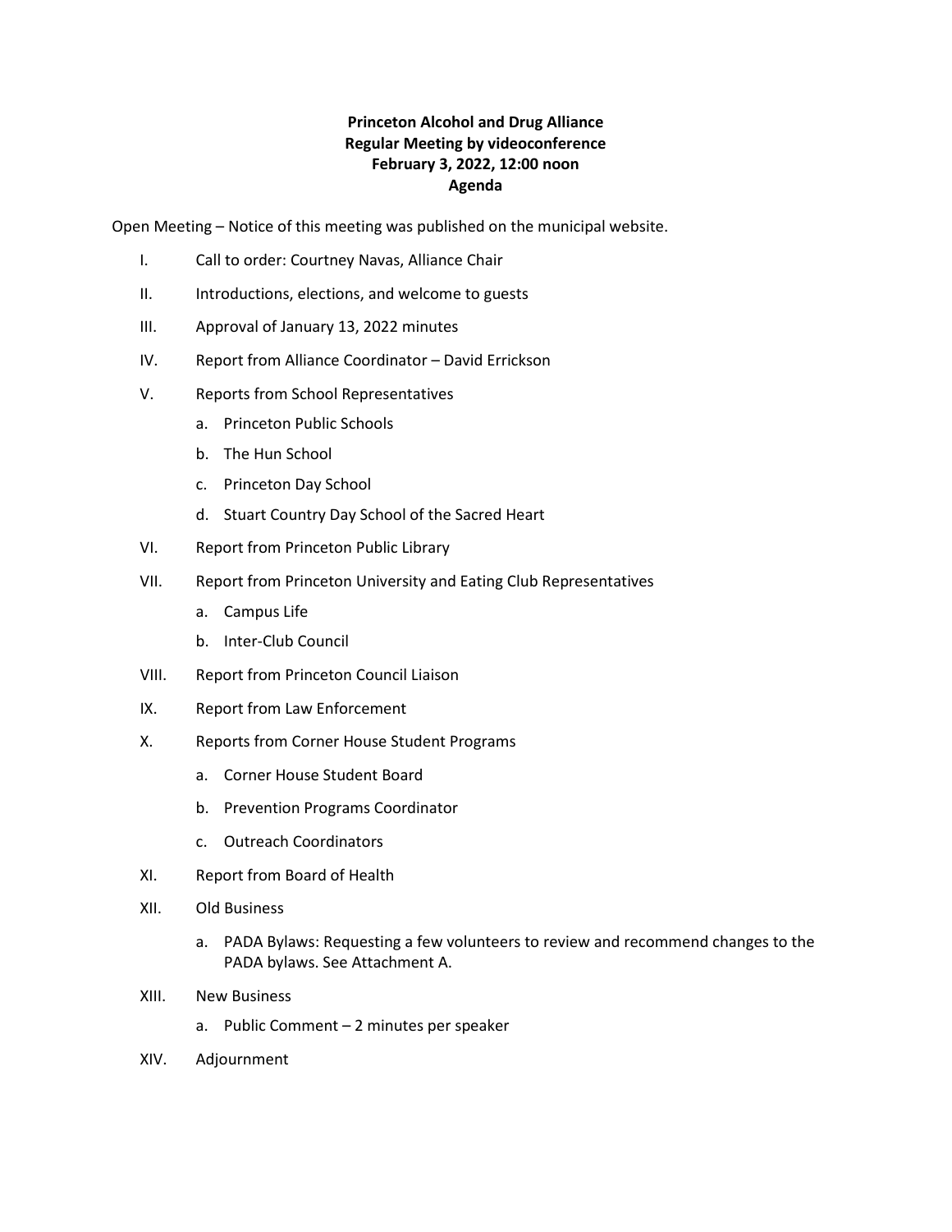**Princeton Alcohol and Drug Alliance**
**Regular Meeting by videoconference**
**February 3, 2022, 12:00 noon**
**Agenda**

Open Meeting – Notice of this meeting was published on the municipal website.

I. Call to order: Courtney Navas, Alliance Chair

II. Introductions, elections, and welcome to guests

III. Approval of January 13, 2022 minutes

IV. Report from Alliance Coordinator – David Errickson

V. Reports from School Representatives
   a. Princeton Public Schools
   b. The Hun School
   c. Princeton Day School
   d. Stuart Country Day School of the Sacred Heart

VI. Report from Princeton Public Library

VII. Report from Princeton University and Eating Club Representatives
   a. Campus Life
   b. Inter-Club Council

VIII. Report from Princeton Council Liaison

IX. Report from Law Enforcement

X. Reports from Corner House Student Programs
   a. Corner House Student Board
   b. Prevention Programs Coordinator
   c. Outreach Coordinators

XI. Report from Board of Health

XII. Old Business
   a. PADA Bylaws: Requesting a few volunteers to review and recommend changes to the PADA bylaws. See Attachment A.

XIII. New Business
   a. Public Comment – 2 minutes per speaker

XIV. Adjournment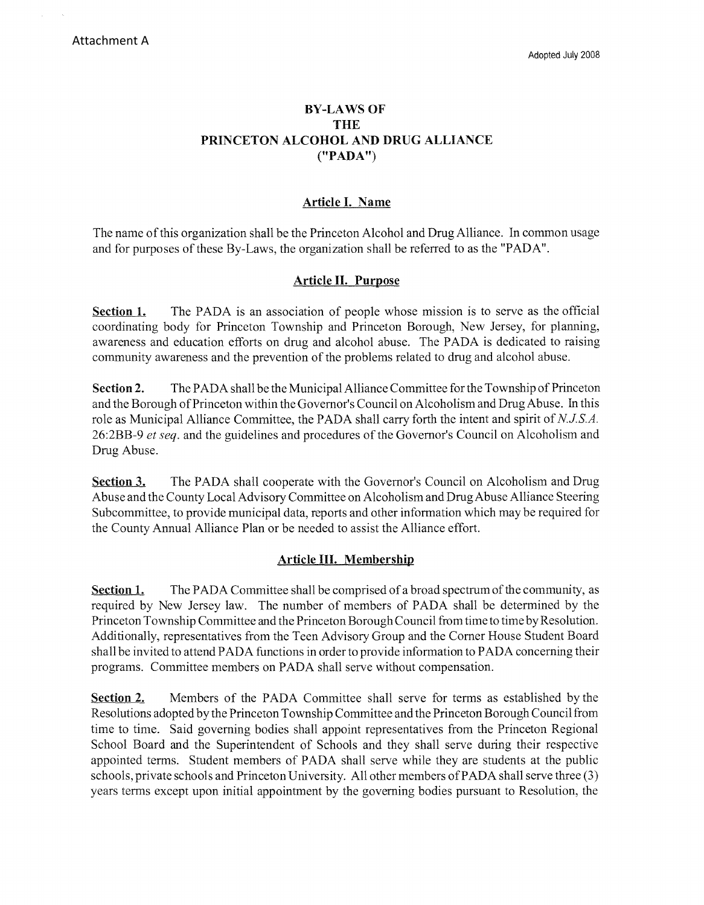Attachment A

Adopted July 2008

# BY-LAWS OF THE PRINCETON ALCOHOL AND DRUG ALLIANCE ("PADA")

## Article I. Name

The name of this organization shall be the Princeton Alcohol and Drug Alliance. In common usage and for purposes of these By-Laws, the organization shall be referred to as the "PADA".

## Article II. Purpose

**Section 1.** The PADA is an association of people whose mission is to serve as the official coordinating body for Princeton Township and Princeton Borough, New Jersey, for planning, awareness and education efforts on drug and alcohol abuse. The PADA is dedicated to raising community awareness and the prevention of the problems related to drug and alcohol abuse.

**Section 2.** The PADA shall be the Municipal Alliance Committee for the Township of Princeton and the Borough of Princeton within the Governor's Council on Alcoholism and Drug Abuse. In this role as Municipal Alliance Committee, the PADA shall carry forth the intent and spirit of *N.J.S.A.* 26:2BB-9 *et seq.* and the guidelines and procedures of the Governor's Council on Alcoholism and Drug Abuse.

**Section 3.** The PADA shall cooperate with the Governor's Council on Alcoholism and Drug Abuse and the County Local Advisory Committee on Alcoholism and Drug Abuse Alliance Steering Subcommittee, to provide municipal data, reports and other information which may be required for the County Annual Alliance Plan or be needed to assist the Alliance effort.

## Article III. Membership

**Section 1.** The PADA Committee shall be comprised of a broad spectrum of the community, as required by New Jersey law. The number of members of PADA shall be determined by the Princeton Township Committee and the Princeton Borough Council from time to time by Resolution. Additionally, representatives from the Teen Advisory Group and the Corner House Student Board shall be invited to attend PADA functions in order to provide information to PADA concerning their programs. Committee members on PADA shall serve without compensation.

**Section 2.** Members of the PADA Committee shall serve for terms as established by the Resolutions adopted by the Princeton Township Committee and the Princeton Borough Council from time to time. Said governing bodies shall appoint representatives from the Princeton Regional School Board and the Superintendent of Schools and they shall serve during their respective appointed terms. Student members of PADA shall serve while they are students at the public schools, private schools and Princeton University. All other members of PADA shall serve three (3) years terms except upon initial appointment by the governing bodies pursuant to Resolution, the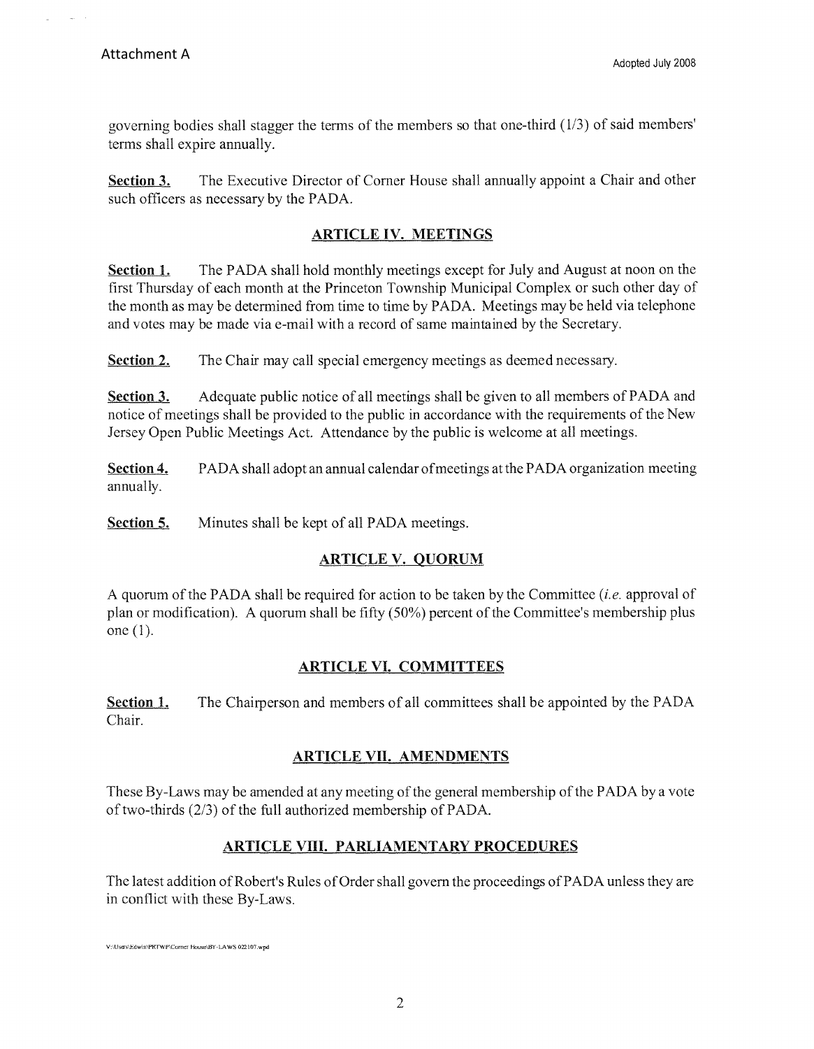governing bodies shall stagger the terms of the members so that one-third (1/3) of said members' terms shall expire annually.

**Section 3.** The Executive Director of Corner House shall annually appoint a Chair and other such officers as necessary by the PADA.

## ARTICLE IV. MEETINGS

**Section 1.** The PADA shall hold monthly meetings except for July and August at noon on the first Thursday of each month at the Princeton Township Municipal Complex or such other day of the month as may be determined from time to time by PADA. Meetings may be held via telephone and votes may be made via e-mail with a record of same maintained by the Secretary.

**Section 2.** The Chair may call special emergency meetings as deemed necessary.

**Section 3.** Adequate public notice of all meetings shall be given to all members of PADA and notice of meetings shall be provided to the public in accordance with the requirements of the New Jersey Open Public Meetings Act. Attendance by the public is welcome at all meetings.

**Section 4.** PADA shall adopt an annual calendar of meetings at the PADA organization meeting annually.

**Section 5.** Minutes shall be kept of all PADA meetings.

## ARTICLE V. QUORUM

A quorum of the PADA shall be required for action to be taken by the Committee (*i.e.* approval of plan or modification). A quorum shall be fifty (50%) percent of the Committee's membership plus one (1).

## ARTICLE VI. COMMITTEES

**Section 1.** The Chairperson and members of all committees shall be appointed by the PADA Chair.

## ARTICLE VII. AMENDMENTS

These By-Laws may be amended at any meeting of the general membership of the PADA by a vote of two-thirds (2/3) of the full authorized membership of PADA.

## ARTICLE VIII. PARLIAMENTARY PROCEDURES

The latest addition of Robert's Rules of Order shall govern the proceedings of PADA unless they are in conflict with these By-Laws.

V:\Users\Edwin\PRTWP\Corner House\BY-LAWS 022107.wpd